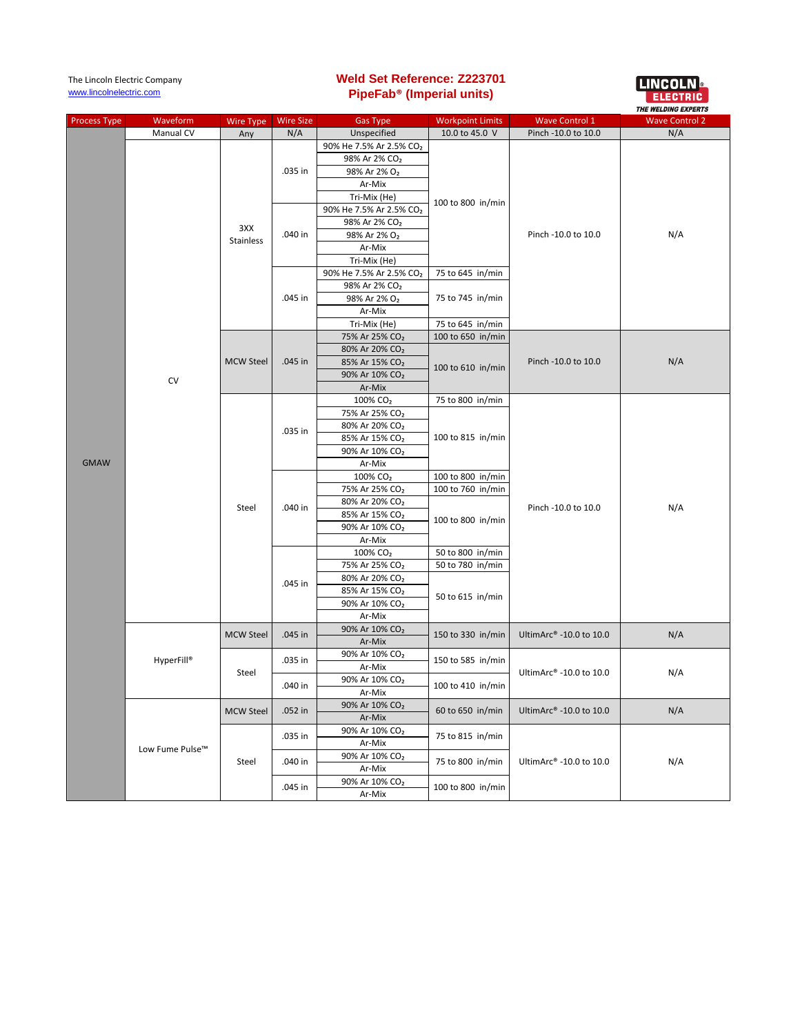The Lincoln Electric Company
www.lincolnelectric.com

# Weld Set Reference: Z223701
## PipeFab® (Imperial units)

| Process Type | Waveform | Wire Type | Wire Size | Gas Type | Workpoint Limits | Wave Control 1 | Wave Control 2 |
|---|---|---|---|---|---|---|---|
| GMAW | Manual CV | Any | N/A | Unspecified | 10.0 to 45.0 V | Pinch -10.0 to 10.0 | N/A |
| | CV | 3XX Stainless | .035 in | 90% He 7.5% Ar 2.5% $CO_2$ | 100 to 800 in/min | Pinch -10.0 to 10.0 | N/A |
| | | | | 98% Ar 2% $CO_2$ | | | |
| | | | | 98% Ar 2% $O_2$ | | | |
| | | | | Ar-Mix | | | |
| | | | | Tri-Mix (He) | | | |
| | | | .040 in | 90% He 7.5% Ar 2.5% $CO_2$ | | | |
| | | | | 98% Ar 2% $CO_2$ | | | |
| | | | | 98% Ar 2% $O_2$ | | | |
| | | | | Ar-Mix | | | |
| | | | | Tri-Mix (He) | | | |
| | | | .045 in | 90% He 7.5% Ar 2.5% $CO_2$ | 75 to 645 in/min | | |
| | | | | 98% Ar 2% $CO_2$ | 75 to 745 in/min | | |
| | | | | 98% Ar 2% $O_2$ | | | |
| | | | | Ar-Mix | | | |
| | | | | Tri-Mix (He) | 75 to 645 in/min | | |
| | | MCW Steel | .045 in | 75% Ar 25% $CO_2$ | 100 to 650 in/min | Pinch -10.0 to 10.0 | N/A |
| | | | | 80% Ar 20% $CO_2$ | 100 to 610 in/min | | |
| | | | | 85% Ar 15% $CO_2$ | | | |
| | | | | 90% Ar 10% $CO_2$ | | | |
| | | | | Ar-Mix | | | |
| | | Steel | .035 in | 100% $CO_2$ | 75 to 800 in/min | Pinch -10.0 to 10.0 | N/A |
| | | | | 75% Ar 25% $CO_2$ | 100 to 815 in/min | | |
| | | | | 80% Ar 20% $CO_2$ | | | |
| | | | | 85% Ar 15% $CO_2$ | | | |
| | | | | 90% Ar 10% $CO_2$ | | | |
| | | | | Ar-Mix | | | |
| | | | .040 in | 100% $CO_2$ | 100 to 800 in/min | | |
| | | | | 75% Ar 25% $CO_2$ | 100 to 760 in/min | | |
| | | | | 80% Ar 20% $CO_2$ | 100 to 800 in/min | | |
| | | | | 85% Ar 15% $CO_2$ | | | |
| | | | | 90% Ar 10% $CO_2$ | | | |
| | | | | Ar-Mix | | | |
| | | | .045 in | 100% $CO_2$ | 50 to 800 in/min | | |
| | | | | 75% Ar 25% $CO_2$ | 50 to 780 in/min | | |
| | | | | 80% Ar 20% $CO_2$ | 50 to 615 in/min | | |
| | | | | 85% Ar 15% $CO_2$ | | | |
| | | | | 90% Ar 10% $CO_2$ | | | |
| | | | | Ar-Mix | | | |
| | HyperFill® | MCW Steel | .045 in | 90% Ar 10% $CO_2$ | 150 to 330 in/min | UltimArc® -10.0 to 10.0 | N/A |
| | | | | Ar-Mix | | | |
| | | Steel | .035 in | 90% Ar 10% $CO_2$ | 150 to 585 in/min | UltimArc® -10.0 to 10.0 | N/A |
| | | | | Ar-Mix | | | |
| | | | .040 in | 90% Ar 10% $CO_2$ | 100 to 410 in/min | | |
| | | | | Ar-Mix | | | |
| | Low Fume Pulse™ | MCW Steel | .052 in | 90% Ar 10% $CO_2$ | 60 to 650 in/min | UltimArc® -10.0 to 10.0 | N/A |
| | | | | Ar-Mix | | | |
| | | Steel | .035 in | 90% Ar 10% $CO_2$ | 75 to 815 in/min | UltimArc® -10.0 to 10.0 | N/A |
| | | | | Ar-Mix | | | |
| | | | .040 in | 90% Ar 10% $CO_2$ | 75 to 800 in/min | | |
| | | | | Ar-Mix | | | |
| | | | .045 in | 90% Ar 10% $CO_2$ | 100 to 800 in/min | | |
| | | | | Ar-Mix | | | |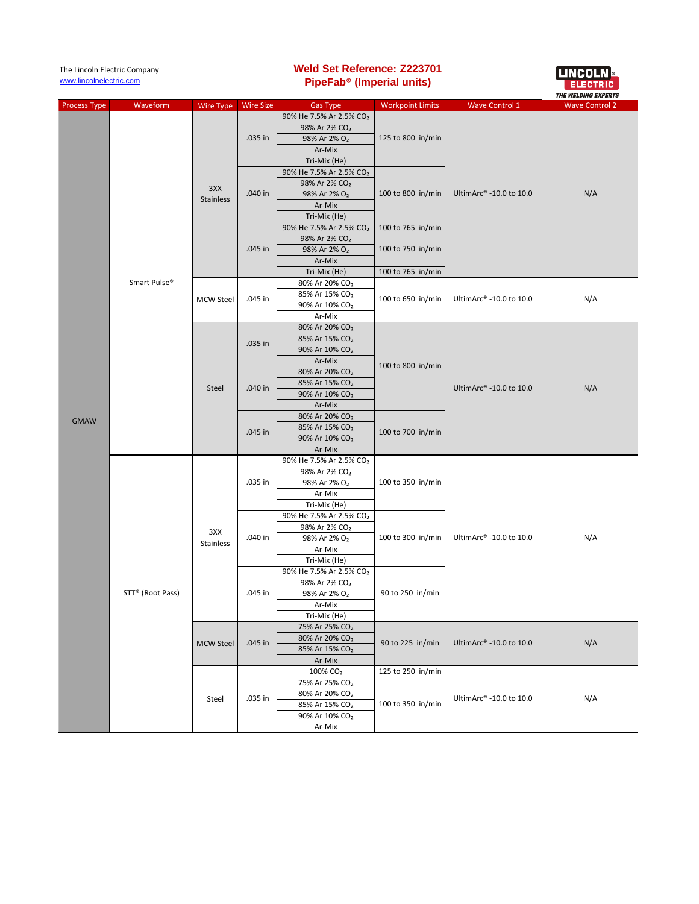The Lincoln Electric Company
www.lincolnelectric.com

# Weld Set Reference: Z223701
## PipeFab® (Imperial units)

| Process Type | Waveform | Wire Type | Wire Size | Gas Type | Workpoint Limits | Wave Control 1 | Wave Control 2 |
|---|---|---|---|---|---|---|---|
| GMAW | Smart Pulse® | 3XX Stainless | .035 in | 90% He 7.5% Ar 2.5% $CO_2$ | 125 to 800 in/min | UltimArc® -10.0 to 10.0 | N/A |
| | | | | 98% Ar 2% $CO_2$ | | | |
| | | | | 98% Ar 2% $O_2$ | | | |
| | | | | Ar-Mix | | | |
| | | | | Tri-Mix (He) | | | |
| | | | .040 in | 90% He 7.5% Ar 2.5% $CO_2$ | 100 to 800 in/min | | |
| | | | | 98% Ar 2% $CO_2$ | | | |
| | | | | 98% Ar 2% $O_2$ | | | |
| | | | | Ar-Mix | | | |
| | | | | Tri-Mix (He) | | | |
| | | | .045 in | 90% He 7.5% Ar 2.5% $CO_2$ | 100 to 765 in/min | | |
| | | | | 98% Ar 2% $CO_2$ | 100 to 750 in/min | | |
| | | | | 98% Ar 2% $O_2$ | | | |
| | | | | Ar-Mix | | | |
| | | | | Tri-Mix (He) | 100 to 765 in/min | | |
| | | MCW Steel | .045 in | 80% Ar 20% $CO_2$ | 100 to 650 in/min | UltimArc® -10.0 to 10.0 | N/A |
| | | | | 85% Ar 15% $CO_2$ | | | |
| | | | | 90% Ar 10% $CO_2$ | | | |
| | | | | Ar-Mix | | | |
| | | Steel | .035 in | 80% Ar 20% $CO_2$ | 100 to 800 in/min | UltimArc® -10.0 to 10.0 | N/A |
| | | | | 85% Ar 15% $CO_2$ | | | |
| | | | | 90% Ar 10% $CO_2$ | | | |
| | | | | Ar-Mix | | | |
| | | | .040 in | 80% Ar 20% $CO_2$ | | | |
| | | | | 85% Ar 15% $CO_2$ | | | |
| | | | | 90% Ar 10% $CO_2$ | | | |
| | | | | Ar-Mix | | | |
| | | | .045 in | 80% Ar 20% $CO_2$ | 100 to 700 in/min | | |
| | | | | 85% Ar 15% $CO_2$ | | | |
| | | | | 90% Ar 10% $CO_2$ | | | |
| | | | | Ar-Mix | | | |
| | STT® (Root Pass) | 3XX Stainless | .035 in | 90% He 7.5% Ar 2.5% $CO_2$ | 100 to 350 in/min | UltimArc® -10.0 to 10.0 | N/A |
| | | | | 98% Ar 2% $CO_2$ | | | |
| | | | | 98% Ar 2% $O_2$ | | | |
| | | | | Ar-Mix | | | |
| | | | | Tri-Mix (He) | | | |
| | | | .040 in | 90% He 7.5% Ar 2.5% $CO_2$ | 100 to 300 in/min | | |
| | | | | 98% Ar 2% $CO_2$ | | | |
| | | | | 98% Ar 2% $O_2$ | | | |
| | | | | Ar-Mix | | | |
| | | | | Tri-Mix (He) | | | |
| | | | .045 in | 90% He 7.5% Ar 2.5% $CO_2$ | 90 to 250 in/min | | |
| | | | | 98% Ar 2% $CO_2$ | | | |
| | | | | 98% Ar 2% $O_2$ | | | |
| | | | | Ar-Mix | | | |
| | | | | Tri-Mix (He) | | | |
| | | MCW Steel | .045 in | 75% Ar 25% $CO_2$ | 90 to 225 in/min | UltimArc® -10.0 to 10.0 | N/A |
| | | | | 80% Ar 20% $CO_2$ | | | |
| | | | | 85% Ar 15% $CO_2$ | | | |
| | | | | Ar-Mix | | | |
| | | Steel | .035 in | 100% $CO_2$ | 125 to 250 in/min | UltimArc® -10.0 to 10.0 | N/A |
| | | | | 75% Ar 25% $CO_2$ | 100 to 350 in/min | | |
| | | | | 80% Ar 20% $CO_2$ | | | |
| | | | | 85% Ar 15% $CO_2$ | | | |
| | | | | 90% Ar 10% $CO_2$ | | | |
| | | | | Ar-Mix | | | |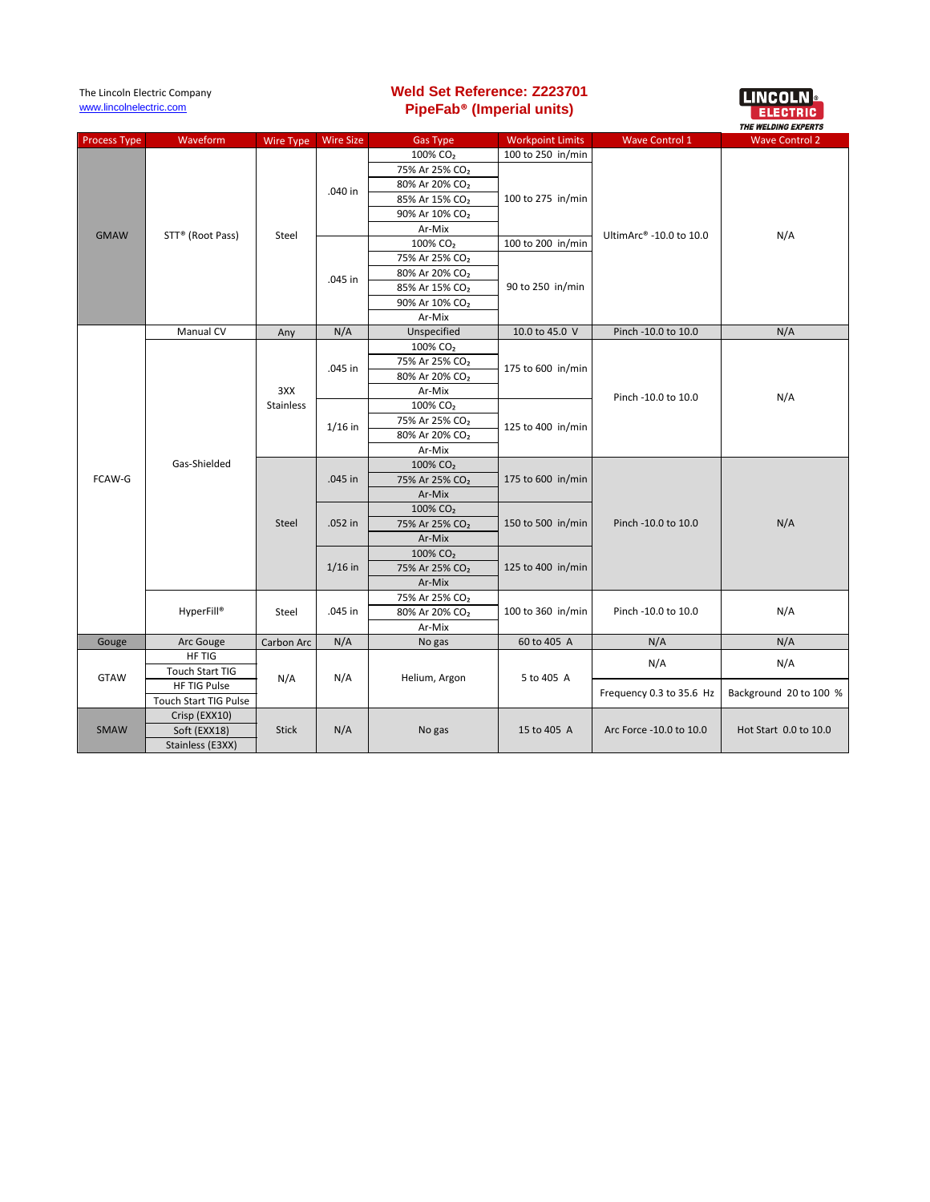The Lincoln Electric Company
www.lincolnelectric.com

# Weld Set Reference: Z223701
## PipeFab® (Imperial units)

| Process Type | Waveform | Wire Type | Wire Size | Gas Type | Workpoint Limits | Wave Control 1 | Wave Control 2 |
|---|---|---|---|---|---|---|---|
| GMAW | STT® (Root Pass) | Steel | .040 in | 100% $CO_2$ | 100 to 250 in/min | UltimArc® -10.0 to 10.0 | N/A |
| | | | | 75% Ar 25% $CO_2$ | 100 to 275 in/min | | |
| | | | | 80% Ar 20% $CO_2$ | | | |
| | | | | 85% Ar 15% $CO_2$ | | | |
| | | | | 90% Ar 10% $CO_2$ | | | |
| | | | | Ar-Mix | | | |
| | | | .045 in | 100% $CO_2$ | 100 to 200 in/min | | |
| | | | | 75% Ar 25% $CO_2$ | 90 to 250 in/min | | |
| | | | | 80% Ar 20% $CO_2$ | | | |
| | | | | 85% Ar 15% $CO_2$ | | | |
| | | | | 90% Ar 10% $CO_2$ | | | |
| | | | | Ar-Mix | | | |
| FCAW-G | Manual CV | Any | N/A | Unspecified | 10.0 to 45.0 V | Pinch -10.0 to 10.0 | N/A |
| | Gas-Shielded | 3XX Stainless | .045 in | 100% $CO_2$ | 175 to 600 in/min | Pinch -10.0 to 10.0 | N/A |
| | | | | 75% Ar 25% $CO_2$ | | | |
| | | | | 80% Ar 20% $CO_2$ | | | |
| | | | | Ar-Mix | | | |
| | | | 1/16 in | 100% $CO_2$ | 125 to 400 in/min | | |
| | | | | 75% Ar 25% $CO_2$ | | | |
| | | | | 80% Ar 20% $CO_2$ | | | |
| | | | | Ar-Mix | | | |
| | | Steel | .045 in | 100% $CO_2$ | 175 to 600 in/min | Pinch -10.0 to 10.0 | N/A |
| | | | | 75% Ar 25% $CO_2$ | | | |
| | | | | Ar-Mix | | | |
| | | | .052 in | 100% $CO_2$ | 150 to 500 in/min | | |
| | | | | 75% Ar 25% $CO_2$ | | | |
| | | | | Ar-Mix | | | |
| | | | 1/16 in | 100% $CO_2$ | 125 to 400 in/min | | |
| | | | | 75% Ar 25% $CO_2$ | | | |
| | | | | Ar-Mix | | | |
| | HyperFill® | Steel | .045 in | 75% Ar 25% $CO_2$ | 100 to 360 in/min | Pinch -10.0 to 10.0 | N/A |
| | | | | 80% Ar 20% $CO_2$ | | | |
| | | | | Ar-Mix | | | |
| Gouge | Arc Gouge | Carbon Arc | N/A | No gas | 60 to 405 A | N/A | N/A |
| GTAW | HF TIG | N/A | N/A | Helium, Argon | 5 to 405 A | N/A | N/A |
| | Touch Start TIG | | | | | | |
| | HF TIG Pulse | | | | | Frequency 0.3 to 35.6 Hz | Background 20 to 100 % |
| | Touch Start TIG Pulse | | | | | | |
| SMAW | Crisp (EXX10) | Stick | N/A | No gas | 15 to 405 A | Arc Force -10.0 to 10.0 | Hot Start 0.0 to 10.0 |
| | Soft (EXX18) | | | | | | |
| | Stainless (E3XX) | | | | | | |